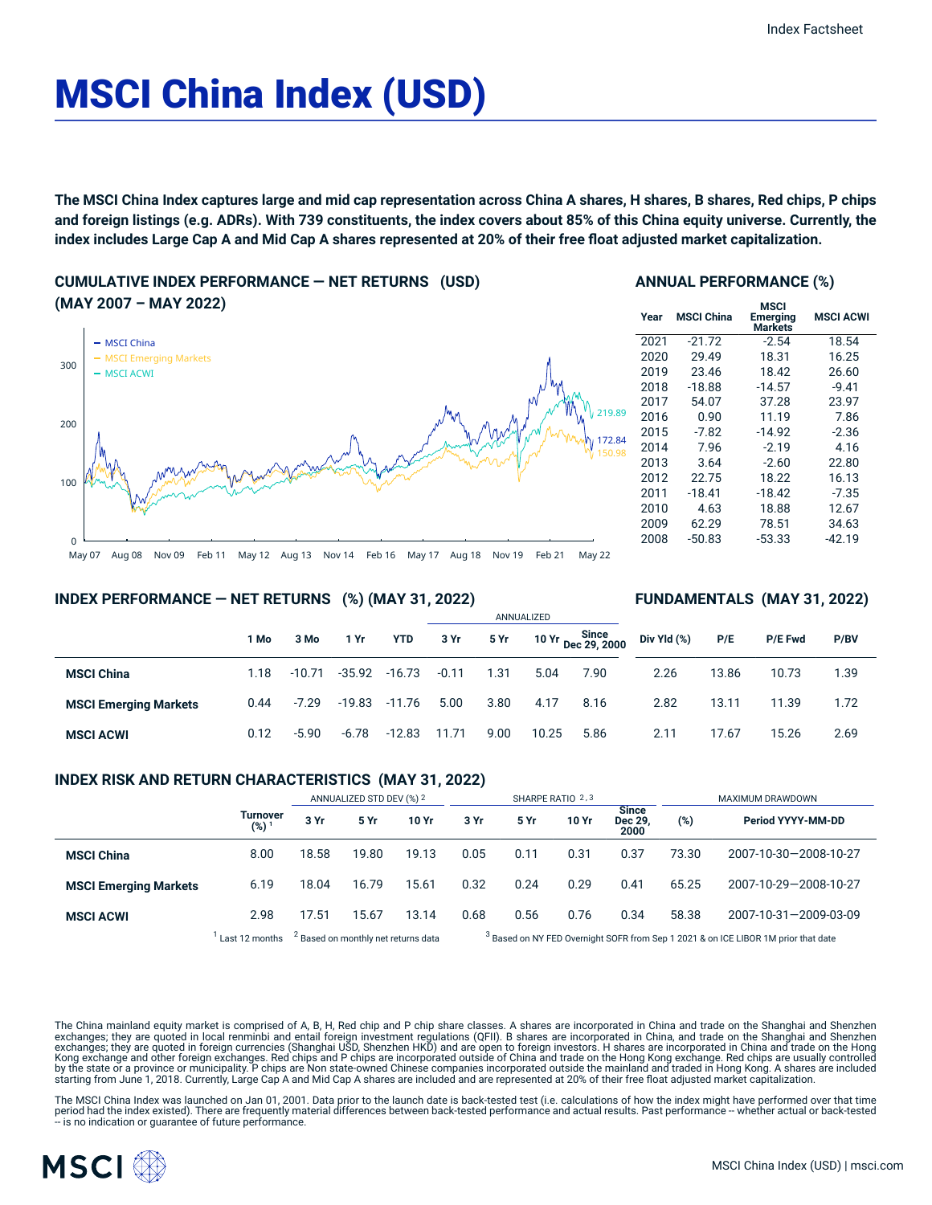# MSCI China Index (USD)

**The MSCI China Index captures large and mid cap representation across China A shares, H shares, B shares, Red chips, P chips and foreign listings (e.g. ADRs). With 739 constituents, the index covers about 85% of this China equity universe. Currently, the index includes Large Cap A and Mid Cap A shares represented at 20% of their free float adjusted market capitalization.**

## CUMULATIVE INDEX PERFORMANCE — NET RETURNS (USD) (MAY 2007 – MAY 2022)

- MSCI China
- MSCI Emerging Markets
- MSCI ACWI

219.89
172.84
150.98

May 07 · Aug 08 · Nov 09 · Feb 11 · May 12 · Aug 13 · Nov 14 · Feb 16 · May 17 · Aug 18 · Nov 19 · Feb 21 · May 22

## ANNUAL PERFORMANCE (%)

| Year | MSCI China | MSCI Emerging Markets | MSCI ACWI |
|---|---|---|---|
| 2021 | -21.72 | -2.54 | 18.54 |
| 2020 | 29.49 | 18.31 | 16.25 |
| 2019 | 23.46 | 18.42 | 26.60 |
| 2018 | -18.88 | -14.57 | -9.41 |
| 2017 | 54.07 | 37.28 | 23.97 |
| 2016 | 0.90 | 11.19 | 7.86 |
| 2015 | -7.82 | -14.92 | -2.36 |
| 2014 | 7.96 | -2.19 | 4.16 |
| 2013 | 3.64 | -2.60 | 22.80 |
| 2012 | 22.75 | 18.22 | 16.13 |
| 2011 | -18.41 | -18.42 | -7.35 |
| 2010 | 4.63 | 18.88 | 12.67 |
| 2009 | 62.29 | 78.51 | 34.63 |
| 2008 | -50.83 | -53.33 | -42.19 |

## INDEX PERFORMANCE — NET RETURNS (%) (MAY 31, 2022)

| | | | | | ANNUALIZED | | | |
|---|---|---|---|---|---|---|---|---|
| | 1 Mo | 3 Mo | 1 Yr | YTD | 3 Yr | 5 Yr | 10 Yr | Since Dec 29, 2000 |
| **MSCI China** | 1.18 | -10.71 | -35.92 | -16.73 | -0.11 | 1.31 | 5.04 | 7.90 |
| **MSCI Emerging Markets** | 0.44 | -7.29 | -19.83 | -11.76 | 5.00 | 3.80 | 4.17 | 8.16 |
| **MSCI ACWI** | 0.12 | -5.90 | -6.78 | -12.83 | 11.71 | 9.00 | 10.25 | 5.86 |

## FUNDAMENTALS (MAY 31, 2022)

| | Div Yld (%) | P/E | P/E Fwd | P/BV |
|---|---|---|---|---|
| **MSCI China** | 2.26 | 13.86 | 10.73 | 1.39 |
| **MSCI Emerging Markets** | 2.82 | 13.11 | 11.39 | 1.72 |
| **MSCI ACWI** | 2.11 | 17.67 | 15.26 | 2.69 |

## INDEX RISK AND RETURN CHARACTERISTICS (MAY 31, 2022)

| | | ANNUALIZED STD DEV (%) [2] | | | SHARPE RATIO [2,3] | | | | MAXIMUM DRAWDOWN | |
|---|---|---|---|---|---|---|---|---|---|---|
| | Turnover (%) [1] | 3 Yr | 5 Yr | 10 Yr | 3 Yr | 5 Yr | 10 Yr | Since Dec 29, 2000 | (%) | Period YYYY-MM-DD |
| **MSCI China** | 8.00 | 18.58 | 19.80 | 19.13 | 0.05 | 0.11 | 0.31 | 0.37 | 73.30 | 2007-10-30—2008-10-27 |
| **MSCI Emerging Markets** | 6.19 | 18.04 | 16.79 | 15.61 | 0.32 | 0.24 | 0.29 | 0.41 | 65.25 | 2007-10-29—2008-10-27 |
| **MSCI ACWI** | 2.98 | 17.51 | 15.67 | 13.14 | 0.68 | 0.56 | 0.76 | 0.34 | 58.38 | 2007-10-31—2009-03-09 |

[1] Last 12 months [2] Based on monthly net returns data [3] Based on NY FED Overnight SOFR from Sep 1 2021 & on ICE LIBOR 1M prior that date

The China mainland equity market is comprised of A, B, H, Red chip and P chip share classes. A shares are incorporated in China and trade on the Shanghai and Shenzhen exchanges; they are quoted in local renminbi and entail foreign investment regulations (QFII). B shares are incorporated in China, and trade on the Shanghai and Shenzhen exchanges; they are quoted in foreign currencies (Shanghai USD, Shenzhen HKD) and are open to foreign investors. H shares are incorporated in China and trade on the Hong Kong exchange and other foreign exchanges. Red chips and P chips are incorporated outside of China and trade on the Hong Kong exchange. Red chips are usually controlled by the state or a province or municipality. P chips are Non state-owned Chinese companies incorporated outside the mainland and traded in Hong Kong. A shares are included starting from June 1, 2018. Currently, Large Cap A and Mid Cap A shares are included and are represented at 20% of their free float adjusted market capitalization.

The MSCI China Index was launched on Jan 01, 2001. Data prior to the launch date is back-tested test (i.e. calculations of how the index might have performed over that time period had the index existed). There are frequently material differences between back-tested performance and actual results. Past performance -- whether actual or back-tested -- is no indication or guarantee of future performance.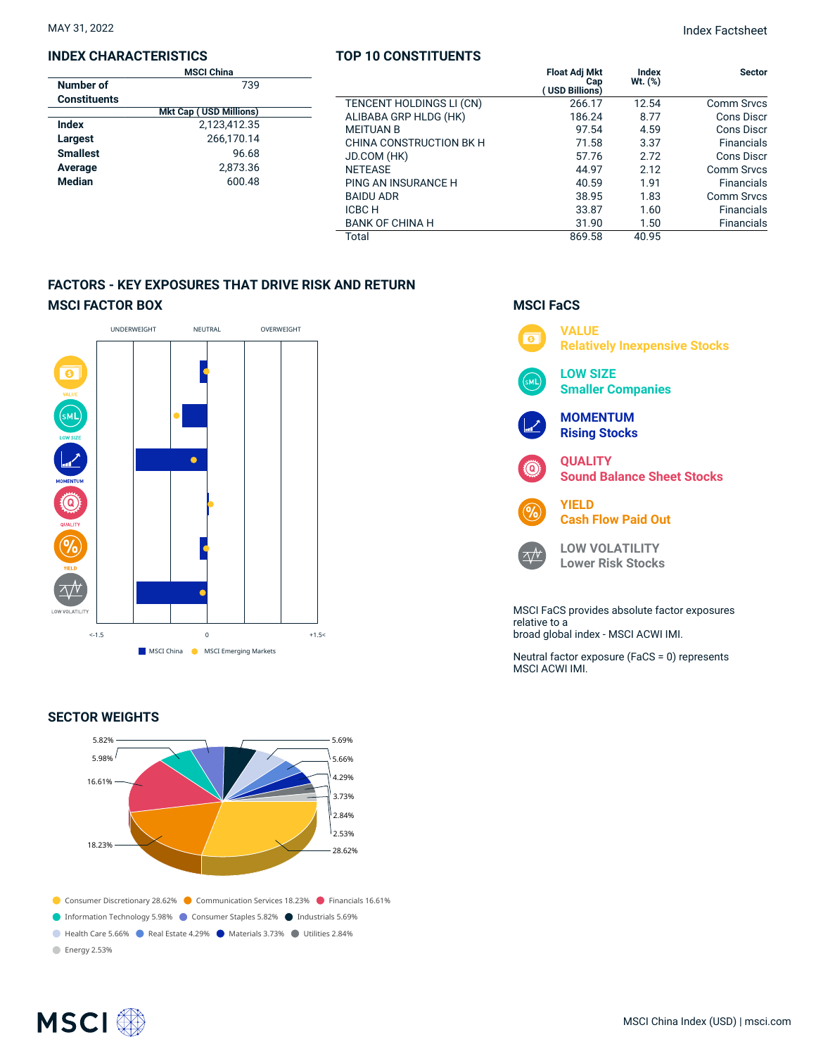MAY 31, 2022

Index Factsheet

## INDEX CHARACTERISTICS

| | MSCI China |
|---|---|
| Number of Constituents | 739 |
| | Mkt Cap ( USD Millions) |
| Index | 2,123,412.35 |
| Largest | 266,170.14 |
| Smallest | 96.68 |
| Average | 2,873.36 |
| Median | 600.48 |

## TOP 10 CONSTITUENTS

| | Float Adj Mkt Cap ( USD Billions) | Index Wt. (%) | Sector |
|---|---|---|---|
| TENCENT HOLDINGS LI (CN) | 266.17 | 12.54 | Comm Srvcs |
| ALIBABA GRP HLDG (HK) | 186.24 | 8.77 | Cons Discr |
| MEITUAN B | 97.54 | 4.59 | Cons Discr |
| CHINA CONSTRUCTION BK H | 71.58 | 3.37 | Financials |
| JD.COM (HK) | 57.76 | 2.72 | Cons Discr |
| NETEASE | 44.97 | 2.12 | Comm Srvcs |
| PING AN INSURANCE H | 40.59 | 1.91 | Financials |
| BAIDU ADR | 38.95 | 1.83 | Comm Srvcs |
| ICBC H | 33.87 | 1.60 | Financials |
| BANK OF CHINA H | 31.90 | 1.50 | Financials |
| Total | 869.58 | 40.95 | |

## FACTORS - KEY EXPOSURES THAT DRIVE RISK AND RETURN

### MSCI FACTOR BOX

UNDERWEIGHT | NEUTRAL | OVERWEIGHT

VALUE, LOW SIZE, MOMENTUM, QUALITY, YIELD, LOW VOLATILITY

<-1.5 | 0 | +1.5<

MSCI China | MSCI Emerging Markets

### MSCI FaCS

**VALUE** Relatively Inexpensive Stocks

**LOW SIZE** Smaller Companies

**MOMENTUM** Rising Stocks

**QUALITY** Sound Balance Sheet Stocks

**YIELD** Cash Flow Paid Out

**LOW VOLATILITY** Lower Risk Stocks

MSCI FaCS provides absolute factor exposures relative to a broad global index - MSCI ACWI IMI.

Neutral factor exposure (FaCS = 0) represents MSCI ACWI IMI.

## SECTOR WEIGHTS

- Consumer Discretionary 28.62%
- Communication Services 18.23%
- Financials 16.61%
- Information Technology 5.98%
- Consumer Staples 5.82%
- Industrials 5.69%
- Health Care 5.66%
- Real Estate 4.29%
- Materials 3.73%
- Utilities 2.84%
- Energy 2.53%

MSCI China Index (USD) | msci.com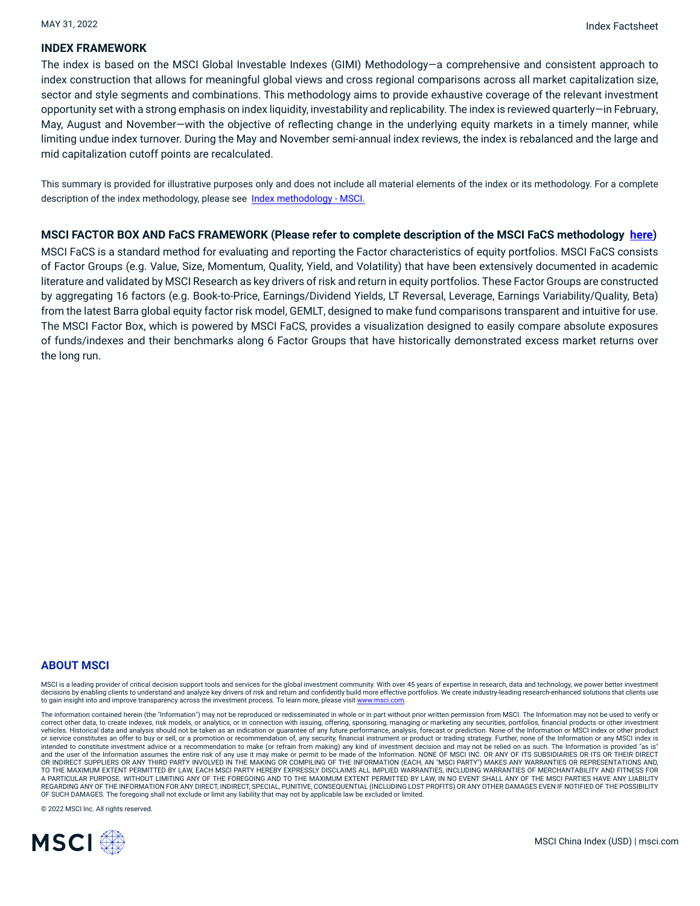## INDEX FRAMEWORK

The index is based on the MSCI Global Investable Indexes (GIMI) Methodology—a comprehensive and consistent approach to index construction that allows for meaningful global views and cross regional comparisons across all market capitalization size, sector and style segments and combinations. This methodology aims to provide exhaustive coverage of the relevant investment opportunity set with a strong emphasis on index liquidity, investability and replicability. The index is reviewed quarterly—in February, May, August and November—with the objective of reflecting change in the underlying equity markets in a timely manner, while limiting undue index turnover. During the May and November semi-annual index reviews, the index is rebalanced and the large and mid capitalization cutoff points are recalculated.

This summary is provided for illustrative purposes only and does not include all material elements of the index or its methodology. For a complete description of the index methodology, please see [Index methodology - MSCI.](#)

## MSCI FACTOR BOX AND FaCS FRAMEWORK (Please refer to complete description of the MSCI FaCS methodology [here](#))

MSCI FaCS is a standard method for evaluating and reporting the Factor characteristics of equity portfolios. MSCI FaCS consists of Factor Groups (e.g. Value, Size, Momentum, Quality, Yield, and Volatility) that have been extensively documented in academic literature and validated by MSCI Research as key drivers of risk and return in equity portfolios. These Factor Groups are constructed by aggregating 16 factors (e.g. Book-to-Price, Earnings/Dividend Yields, LT Reversal, Leverage, Earnings Variability/Quality, Beta) from the latest Barra global equity factor risk model, GEMLT, designed to make fund comparisons transparent and intuitive for use. The MSCI Factor Box, which is powered by MSCI FaCS, provides a visualization designed to easily compare absolute exposures of funds/indexes and their benchmarks along 6 Factor Groups that have historically demonstrated excess market returns over the long run.

## ABOUT MSCI

MSCI is a leading provider of critical decision support tools and services for the global investment community. With over 45 years of expertise in research, data and technology, we power better investment decisions by enabling clients to understand and analyze key drivers of risk and return and confidently build more effective portfolios. We create industry-leading research-enhanced solutions that clients use to gain insight into and improve transparency across the investment process. To learn more, please visit [www.msci.com](www.msci.com).

The information contained herein (the "Information") may not be reproduced or redisseminated in whole or in part without prior written permission from MSCI. The Information may not be used to verify or correct other data, to create indexes, risk models, or analytics, or in connection with issuing, offering, sponsoring, managing or marketing any securities, portfolios, financial products or other investment vehicles. Historical data and analysis should not be taken as an indication or guarantee of any future performance, analysis, forecast or prediction. None of the Information or MSCI index or other product or service constitutes an offer to buy or sell, or a promotion or recommendation of, any security, financial instrument or product or trading strategy. Further, none of the Information or any MSCI index is intended to constitute investment advice or a recommendation to make (or refrain from making) any kind of investment decision and may not be relied on as such. The Information is provided "as is" and the user of the Information assumes the entire risk of any use it may make or permit to be made of the Information. NONE OF MSCI INC. OR ANY OF ITS SUBSIDIARIES OR ITS OR THEIR DIRECT OR INDIRECT SUPPLIERS OR ANY THIRD PARTY INVOLVED IN THE MAKING OR COMPILING OF THE INFORMATION (EACH, AN "MSCI PARTY") MAKES ANY WARRANTIES OR REPRESENTATIONS AND, TO THE MAXIMUM EXTENT PERMITTED BY LAW, EACH MSCI PARTY HEREBY EXPRESSLY DISCLAIMS ALL IMPLIED WARRANTIES, INCLUDING WARRANTIES OF MERCHANTABILITY AND FITNESS FOR A PARTICULAR PURPOSE. WITHOUT LIMITING ANY OF THE FOREGOING AND TO THE MAXIMUM EXTENT PERMITTED BY LAW, IN NO EVENT SHALL ANY OF THE MSCI PARTIES HAVE ANY LIABILITY REGARDING ANY OF THE INFORMATION FOR ANY DIRECT, INDIRECT, SPECIAL, PUNITIVE, CONSEQUENTIAL (INCLUDING LOST PROFITS) OR ANY OTHER DAMAGES EVEN IF NOTIFIED OF THE POSSIBILITY OF SUCH DAMAGES. The foregoing shall not exclude or limit any liability that may not by applicable law be excluded or limited.

© 2022 MSCI Inc. All rights reserved.